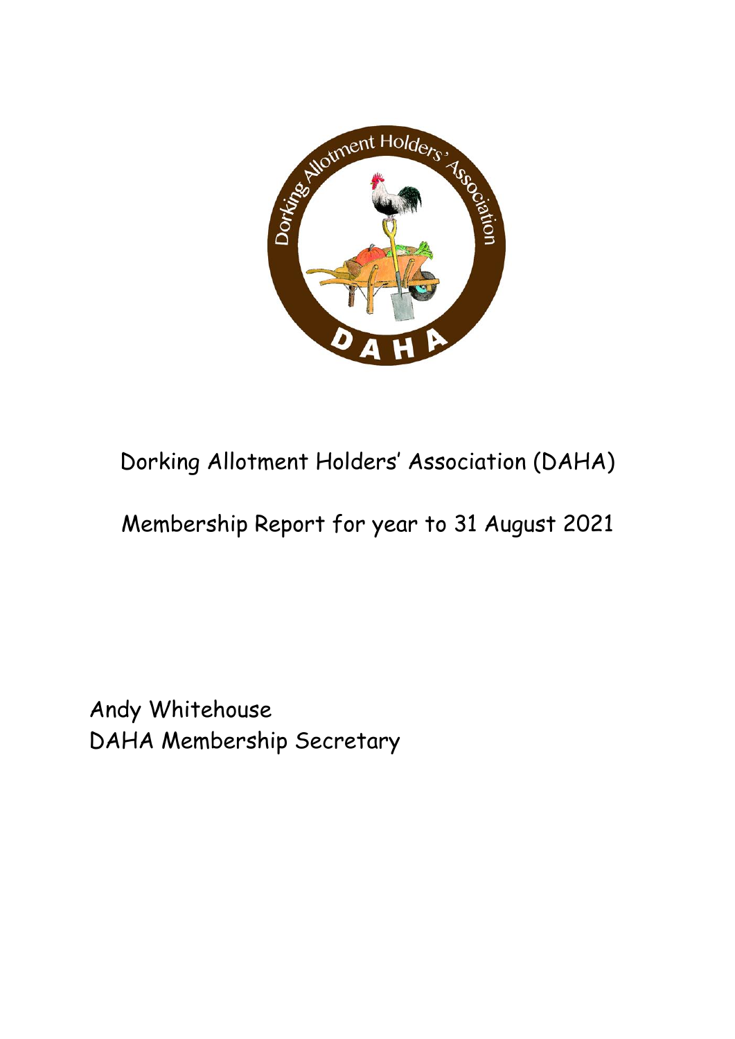# Dorking Allotment Holders' Association (DAHA)

## Membership Report for year to 31 August 2021

Andy Whitehouse
DAHA Membership Secretary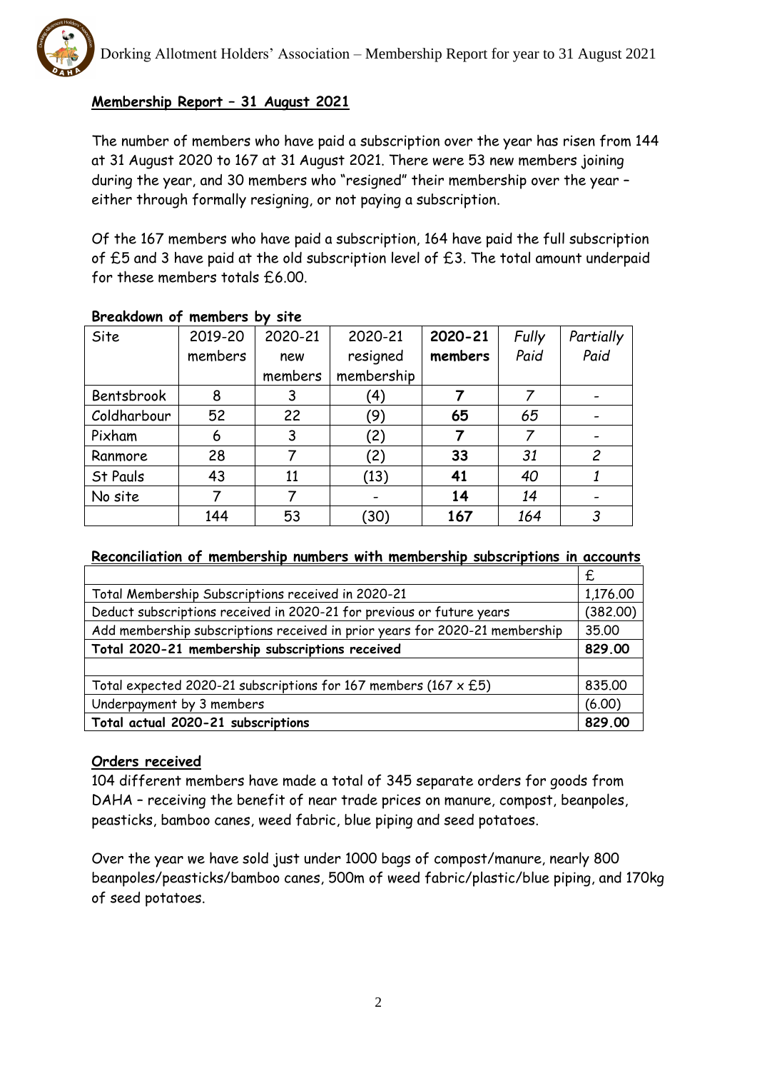## Membership Report – 31 August 2021

The number of members who have paid a subscription over the year has risen from 144 at 31 August 2020 to 167 at 31 August 2021. There were 53 new members joining during the year, and 30 members who "resigned" their membership over the year – either through formally resigning, or not paying a subscription.

Of the 167 members who have paid a subscription, 164 have paid the full subscription of £5 and 3 have paid at the old subscription level of £3. The total amount underpaid for these members totals £6.00.

### Breakdown of members by site

| Site | 2019-20 members | 2020-21 new members | 2020-21 resigned membership | **2020-21 members** | *Fully Paid* | *Partially Paid* |
|---|---|---|---|---|---|---|
| Bentsbrook | 8 | 3 | (4) | **7** | *7* | - |
| Coldharbour | 52 | 22 | (9) | **65** | *65* | - |
| Pixham | 6 | 3 | (2) | **7** | *7* | - |
| Ranmore | 28 | 7 | (2) | **33** | *31* | *2* |
| St Pauls | 43 | 11 | (13) | **41** | *40* | *1* |
| No site | 7 | 7 | - | **14** | *14* | - |
| | 144 | 53 | (30) | **167** | *164* | *3* |

### Reconciliation of membership numbers with membership subscriptions in accounts

| | £ |
|---|---|
| Total Membership Subscriptions received in 2020-21 | 1,176.00 |
| Deduct subscriptions received in 2020-21 for previous or future years | (382.00) |
| Add membership subscriptions received in prior years for 2020-21 membership | 35.00 |
| **Total 2020-21 membership subscriptions received** | **829.00** |
| | |
| Total expected 2020-21 subscriptions for 167 members (167 x £5) | 835.00 |
| Underpayment by 3 members | (6.00) |
| **Total actual 2020-21 subscriptions** | **829.00** |

### Orders received

104 different members have made a total of 345 separate orders for goods from DAHA – receiving the benefit of near trade prices on manure, compost, beanpoles, peasticks, bamboo canes, weed fabric, blue piping and seed potatoes.

Over the year we have sold just under 1000 bags of compost/manure, nearly 800 beanpoles/peasticks/bamboo canes, 500m of weed fabric/plastic/blue piping, and 170kg of seed potatoes.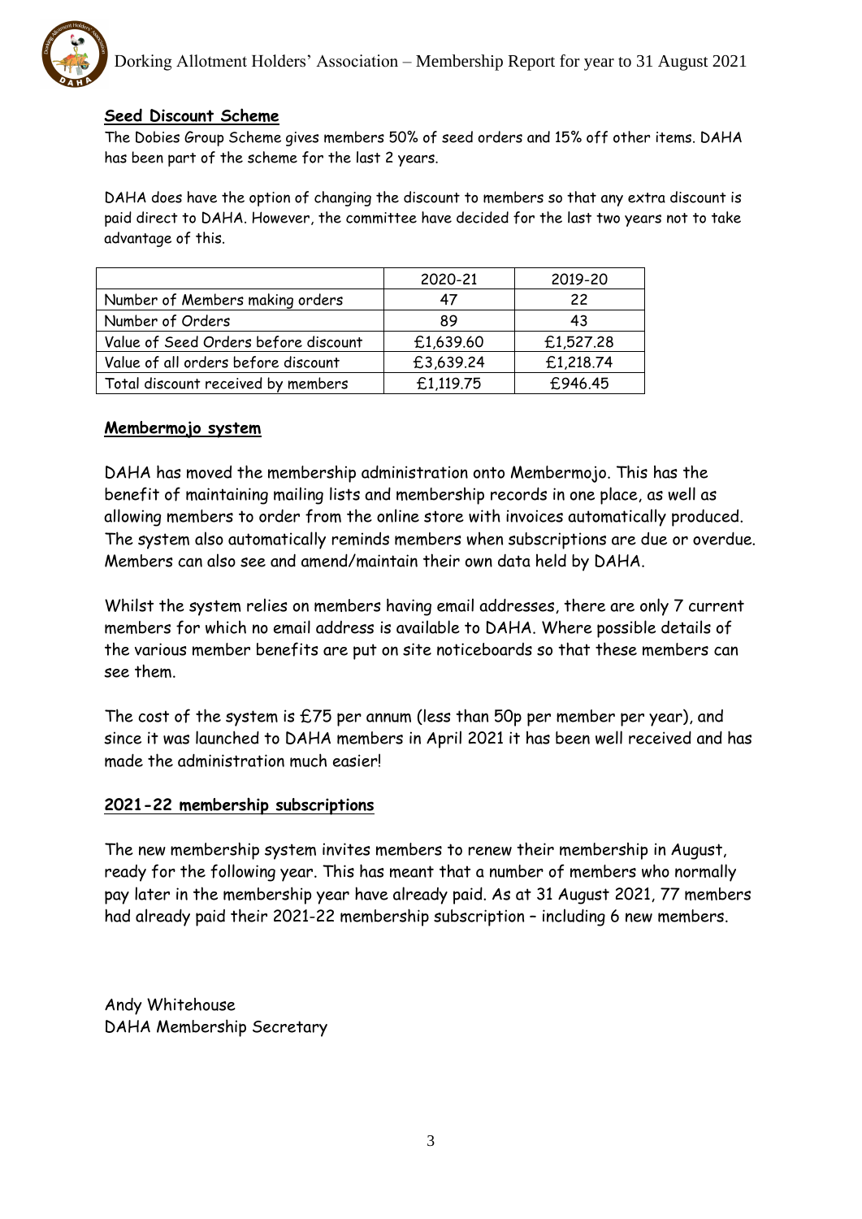## Seed Discount Scheme

The Dobies Group Scheme gives members 50% of seed orders and 15% off other items. DAHA has been part of the scheme for the last 2 years.

DAHA does have the option of changing the discount to members so that any extra discount is paid direct to DAHA. However, the committee have decided for the last two years not to take advantage of this.

| | 2020-21 | 2019-20 |
|---|---|---|
| Number of Members making orders | 47 | 22 |
| Number of Orders | 89 | 43 |
| Value of Seed Orders before discount | £1,639.60 | £1,527.28 |
| Value of all orders before discount | £3,639.24 | £1,218.74 |
| Total discount received by members | £1,119.75 | £946.45 |

## Membermojo system

DAHA has moved the membership administration onto Membermojo. This has the benefit of maintaining mailing lists and membership records in one place, as well as allowing members to order from the online store with invoices automatically produced. The system also automatically reminds members when subscriptions are due or overdue. Members can also see and amend/maintain their own data held by DAHA.

Whilst the system relies on members having email addresses, there are only 7 current members for which no email address is available to DAHA. Where possible details of the various member benefits are put on site noticeboards so that these members can see them.

The cost of the system is £75 per annum (less than 50p per member per year), and since it was launched to DAHA members in April 2021 it has been well received and has made the administration much easier!

## 2021-22 membership subscriptions

The new membership system invites members to renew their membership in August, ready for the following year. This has meant that a number of members who normally pay later in the membership year have already paid. As at 31 August 2021, 77 members had already paid their 2021-22 membership subscription – including 6 new members.

Andy Whitehouse
DAHA Membership Secretary